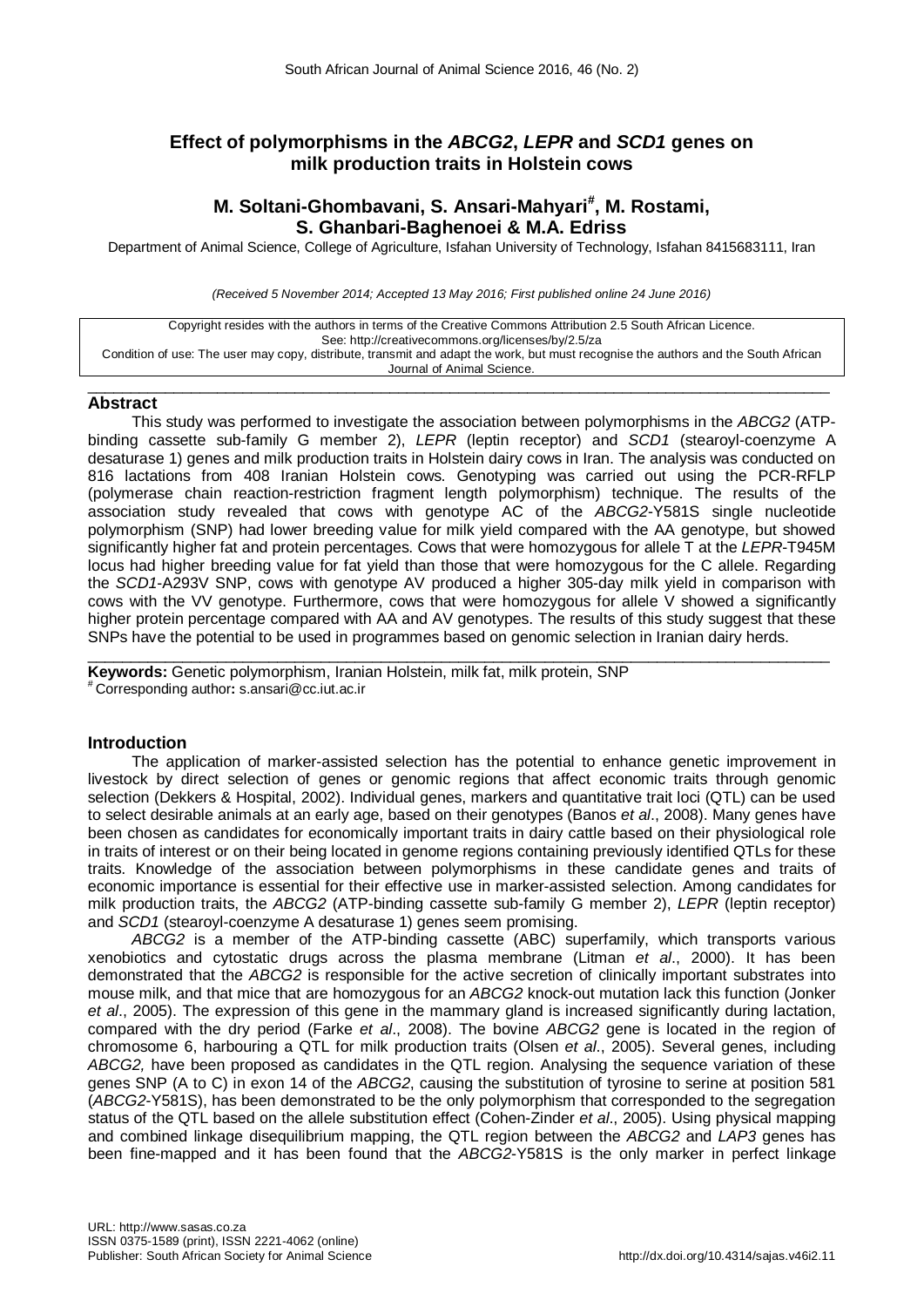# Effect of polymorphisms in the *ABCG2*, *LEPR* and *SCD1* genes on milk production traits in Holstein cows

**M. Soltani-Ghombavani, S. Ansari-Mahyari[#], M. Rostami, S. Ghanbari-Baghenoei & M.A. Edriss**

Department of Animal Science, College of Agriculture, Isfahan University of Technology, Isfahan 8415683111, Iran

*(Received 5 November 2014; Accepted 13 May 2016; First published online 24 June 2016)*

Copyright resides with the authors in terms of the Creative Commons Attribution 2.5 South African Licence.
See: http://creativecommons.org/licenses/by/2.5/za
Condition of use: The user may copy, distribute, transmit and adapt the work, but must recognise the authors and the South African Journal of Animal Science.

## Abstract

This study was performed to investigate the association between polymorphisms in the *ABCG2* (ATP-binding cassette sub-family G member 2), *LEPR* (leptin receptor) and *SCD1* (stearoyl-coenzyme A desaturase 1) genes and milk production traits in Holstein dairy cows in Iran. The analysis was conducted on 816 lactations from 408 Iranian Holstein cows. Genotyping was carried out using the PCR-RFLP (polymerase chain reaction-restriction fragment length polymorphism) technique. The results of the association study revealed that cows with genotype AC of the *ABCG2*-Y581S single nucleotide polymorphism (SNP) had lower breeding value for milk yield compared with the AA genotype, but showed significantly higher fat and protein percentages. Cows that were homozygous for allele T at the *LEPR*-T945M locus had higher breeding value for fat yield than those that were homozygous for the C allele. Regarding the *SCD1*-A293V SNP, cows with genotype AV produced a higher 305-day milk yield in comparison with cows with the VV genotype. Furthermore, cows that were homozygous for allele V showed a significantly higher protein percentage compared with AA and AV genotypes. The results of this study suggest that these SNPs have the potential to be used in programmes based on genomic selection in Iranian dairy herds.

**Keywords:** Genetic polymorphism, Iranian Holstein, milk fat, milk protein, SNP

[#] Corresponding author**:** s.ansari@cc.iut.ac.ir

## Introduction

The application of marker-assisted selection has the potential to enhance genetic improvement in livestock by direct selection of genes or genomic regions that affect economic traits through genomic selection (Dekkers & Hospital, 2002). Individual genes, markers and quantitative trait loci (QTL) can be used to select desirable animals at an early age, based on their genotypes (Banos *et al*., 2008). Many genes have been chosen as candidates for economically important traits in dairy cattle based on their physiological role in traits of interest or on their being located in genome regions containing previously identified QTLs for these traits. Knowledge of the association between polymorphisms in these candidate genes and traits of economic importance is essential for their effective use in marker-assisted selection. Among candidates for milk production traits, the *ABCG2* (ATP-binding cassette sub-family G member 2), *LEPR* (leptin receptor) and *SCD1* (stearoyl-coenzyme A desaturase 1) genes seem promising.

*ABCG2* is a member of the ATP-binding cassette (ABC) superfamily, which transports various xenobiotics and cytostatic drugs across the plasma membrane (Litman *et al*., 2000). It has been demonstrated that the *ABCG2* is responsible for the active secretion of clinically important substrates into mouse milk, and that mice that are homozygous for an *ABCG2* knock-out mutation lack this function (Jonker *et al*., 2005). The expression of this gene in the mammary gland is increased significantly during lactation, compared with the dry period (Farke *et al*., 2008). The bovine *ABCG2* gene is located in the region of chromosome 6, harbouring a QTL for milk production traits (Olsen *et al*., 2005). Several genes, including *ABCG2,* have been proposed as candidates in the QTL region. Analysing the sequence variation of these genes SNP (A to C) in exon 14 of the *ABCG2*, causing the substitution of tyrosine to serine at position 581 (*ABCG2*-Y581S), has been demonstrated to be the only polymorphism that corresponded to the segregation status of the QTL based on the allele substitution effect (Cohen-Zinder *et al*., 2005). Using physical mapping and combined linkage disequilibrium mapping, the QTL region between the *ABCG2* and *LAP3* genes has been fine-mapped and it has been found that the *ABCG2*-Y581S is the only marker in perfect linkage

URL: http://www.sasas.co.za
ISSN 0375-1589 (print), ISSN 2221-4062 (online)
Publisher: South African Society for Animal Science
http://dx.doi.org/10.4314/sajas.v46i2.11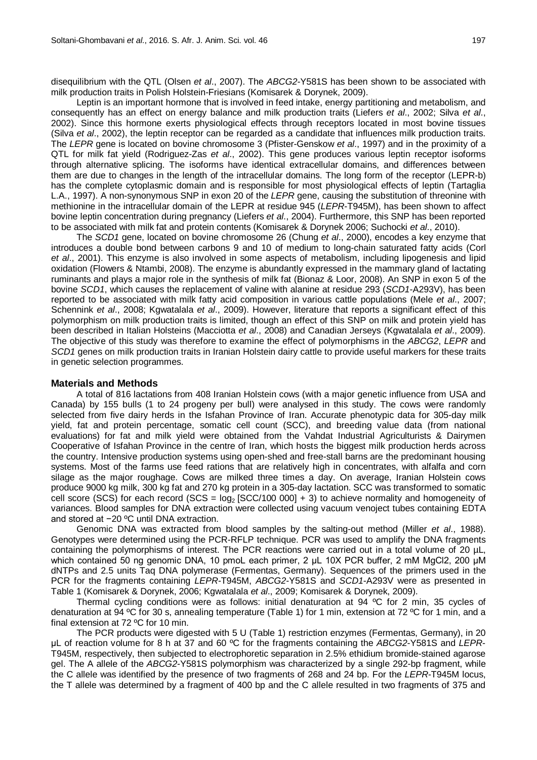disequilibrium with the QTL (Olsen *et al*., 2007). The *ABCG2*-Y581S has been shown to be associated with milk production traits in Polish Holstein-Friesians (Komisarek & Dorynek, 2009).

Leptin is an important hormone that is involved in feed intake, energy partitioning and metabolism, and consequently has an effect on energy balance and milk production traits (Liefers *et al*., 2002; Silva *et al*., 2002). Since this hormone exerts physiological effects through receptors located in most bovine tissues (Silva *et al*., 2002), the leptin receptor can be regarded as a candidate that influences milk production traits. The *LEPR* gene is located on bovine chromosome 3 (Pfister-Genskow *et al*., 1997) and in the proximity of a QTL for milk fat yield (Rodriguez-Zas *et al*., 2002). This gene produces various leptin receptor isoforms through alternative splicing. The isoforms have identical extracellular domains, and differences between them are due to changes in the length of the intracellular domains. The long form of the receptor (LEPR-b) has the complete cytoplasmic domain and is responsible for most physiological effects of leptin (Tartaglia L.A., 1997). A non-synonymous SNP in exon 20 of the *LEPR* gene, causing the substitution of threonine with methionine in the intracellular domain of the LEPR at residue 945 (*LEPR*-T945M), has been shown to affect bovine leptin concentration during pregnancy (Liefers *et al*., 2004). Furthermore, this SNP has been reported to be associated with milk fat and protein contents (Komisarek & Dorynek 2006; Suchocki *et al*., 2010).

The *SCD1* gene, located on bovine chromosome 26 (Chung *et al*., 2000), encodes a key enzyme that introduces a double bond between carbons 9 and 10 of medium to long-chain saturated fatty acids (Corl *et al*., 2001). This enzyme is also involved in some aspects of metabolism, including lipogenesis and lipid oxidation (Flowers & Ntambi, 2008). The enzyme is abundantly expressed in the mammary gland of lactating ruminants and plays a major role in the synthesis of milk fat (Bionaz & Loor, 2008). An SNP in exon 5 of the bovine *SCD1*, which causes the replacement of valine with alanine at residue 293 (*SCD1*-A293V), has been reported to be associated with milk fatty acid composition in various cattle populations (Mele *et al*., 2007; Schennink *et al*., 2008; Kgwatalala *et al*., 2009). However, literature that reports a significant effect of this polymorphism on milk production traits is limited, though an effect of this SNP on milk and protein yield has been described in Italian Holsteins (Macciotta *et al*., 2008) and Canadian Jerseys (Kgwatalala *et al*., 2009). The objective of this study was therefore to examine the effect of polymorphisms in the *ABCG2*, *LEPR* and *SCD1* genes on milk production traits in Iranian Holstein dairy cattle to provide useful markers for these traits in genetic selection programmes.

## Materials and Methods

A total of 816 lactations from 408 Iranian Holstein cows (with a major genetic influence from USA and Canada) by 155 bulls (1 to 24 progeny per bull) were analysed in this study. The cows were randomly selected from five dairy herds in the Isfahan Province of Iran. Accurate phenotypic data for 305-day milk yield, fat and protein percentage, somatic cell count (SCC), and breeding value data (from national evaluations) for fat and milk yield were obtained from the Vahdat Industrial Agriculturists & Dairymen Cooperative of Isfahan Province in the centre of Iran, which hosts the biggest milk production herds across the country. Intensive production systems using open-shed and free-stall barns are the predominant housing systems. Most of the farms use feed rations that are relatively high in concentrates, with alfalfa and corn silage as the major roughage. Cows are milked three times a day. On average, Iranian Holstein cows produce 9000 kg milk, 300 kg fat and 270 kg protein in a 305-day lactation. SCC was transformed to somatic cell score (SCS) for each record ($SCS = \log_2 [SCC/100\,000] + 3$) to achieve normality and homogeneity of variances. Blood samples for DNA extraction were collected using vacuum venoject tubes containing EDTA and stored at −20 ºC until DNA extraction.

Genomic DNA was extracted from blood samples by the salting-out method (Miller *et al*., 1988). Genotypes were determined using the PCR-RFLP technique. PCR was used to amplify the DNA fragments containing the polymorphisms of interest. The PCR reactions were carried out in a total volume of 20 µL, which contained 50 ng genomic DNA, 10 pmoL each primer, 2 µL 10X PCR buffer, 2 mM MgCl2, 200 µM dNTPs and 2.5 units Taq DNA polymerase (Fermentas, Germany). Sequences of the primers used in the PCR for the fragments containing *LEPR*-T945M, *ABCG2*-Y581S and *SCD1*-A293V were as presented in Table 1 (Komisarek & Dorynek, 2006; Kgwatalala *et al*., 2009; Komisarek & Dorynek, 2009).

Thermal cycling conditions were as follows: initial denaturation at 94 ºC for 2 min, 35 cycles of denaturation at 94 ºC for 30 s, annealing temperature (Table 1) for 1 min, extension at 72 ºC for 1 min, and a final extension at 72 ºC for 10 min.

The PCR products were digested with 5 U (Table 1) restriction enzymes (Fermentas, Germany), in 20 µL of reaction volume for 8 h at 37 and 60 ºC for the fragments containing the *ABCG2*-Y581S and *LEPR*-T945M, respectively, then subjected to electrophoretic separation in 2.5% ethidium bromide-stained agarose gel. The A allele of the *ABCG2*-Y581S polymorphism was characterized by a single 292-bp fragment, while the C allele was identified by the presence of two fragments of 268 and 24 bp. For the *LEPR*-T945M locus, the T allele was determined by a fragment of 400 bp and the C allele resulted in two fragments of 375 and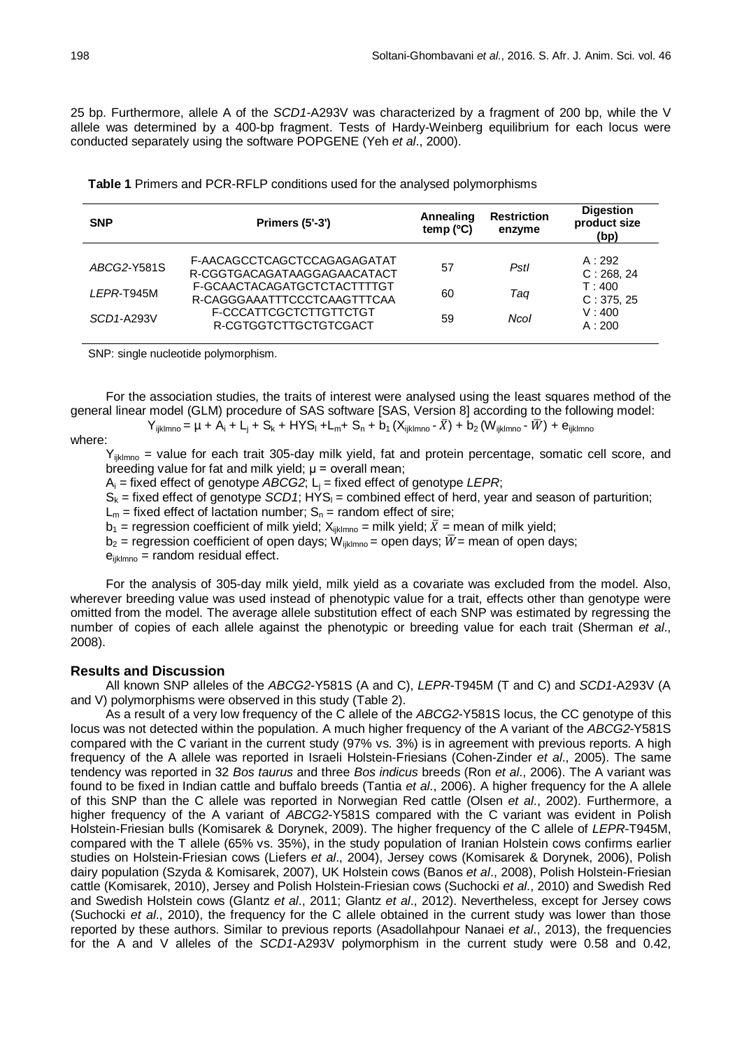25 bp. Furthermore, allele A of the *SCD1*-A293V was characterized by a fragment of 200 bp, while the V allele was determined by a 400-bp fragment. Tests of Hardy-Weinberg equilibrium for each locus were conducted separately using the software POPGENE (Yeh *et al*., 2000).

**Table 1** Primers and PCR-RFLP conditions used for the analysed polymorphisms

| SNP | Primers (5'-3') | Annealing temp (ºC) | Restriction enzyme | Digestion product size (bp) |
|---|---|---|---|---|
| *ABCG2*-Y581S | F-AACAGCCTCAGCTCCAGAGAGATAT<br>R-CGGTGACAGATAAGGAGAACATACT | 57 | *PstI* | A : 292<br>C : 268, 24 |
| *LEPR*-T945M | F-GCAACTACAGATGCTCTACTTTTGT<br>R-CAGGGAAATTTCCCTCAAGTTTCAA | 60 | *Taq* | T : 400<br>C : 375, 25 |
| *SCD1*-A293V | F-CCCATTCGCTCTTGTTCTGT<br>R-CGTGGTCTTGCTGTCGACT | 59 | *NcoI* | V : 400<br>A : 200 |

SNP: single nucleotide polymorphism.

For the association studies, the traits of interest were analysed using the least squares method of the general linear model (GLM) procedure of SAS software [SAS, Version 8] according to the following model:

$$Y_{ijklmno} = \mu + A_i + L_j + S_k + HYS_l + L_m + S_n + b_1 (X_{ijklmno} - \bar{X}) + b_2 (W_{ijklmno} - \bar{W}) + e_{ijklmno}$$

where:

$Y_{ijklmno}$ = value for each trait 305-day milk yield, fat and protein percentage, somatic cell score, and breeding value for fat and milk yield; $\mu$ = overall mean;

$A_i$ = fixed effect of genotype *ABCG2*; $L_j$ = fixed effect of genotype *LEPR*;

$S_k$ = fixed effect of genotype *SCD1*; $HYS_l$ = combined effect of herd, year and season of parturition;

$L_m$ = fixed effect of lactation number; $S_n$ = random effect of sire;

$b_1$ = regression coefficient of milk yield; $X_{ijklmno}$ = milk yield; $\bar{X}$ = mean of milk yield;

$b_2$ = regression coefficient of open days; $W_{ijklmno}$ = open days; $\bar{W}$ = mean of open days;

$e_{ijklmno}$ = random residual effect.

For the analysis of 305-day milk yield, milk yield as a covariate was excluded from the model. Also, wherever breeding value was used instead of phenotypic value for a trait, effects other than genotype were omitted from the model. The average allele substitution effect of each SNP was estimated by regressing the number of copies of each allele against the phenotypic or breeding value for each trait (Sherman *et al*., 2008).

## Results and Discussion

All known SNP alleles of the *ABCG2*-Y581S (A and C), *LEPR*-T945M (T and C) and *SCD1*-A293V (A and V) polymorphisms were observed in this study (Table 2).

As a result of a very low frequency of the C allele of the *ABCG2*-Y581S locus, the CC genotype of this locus was not detected within the population. A much higher frequency of the A variant of the *ABCG2*-Y581S compared with the C variant in the current study (97% vs. 3%) is in agreement with previous reports. A high frequency of the A allele was reported in Israeli Holstein-Friesians (Cohen-Zinder *et al*., 2005). The same tendency was reported in 32 *Bos taurus* and three *Bos indicus* breeds (Ron *et al*., 2006). The A variant was found to be fixed in Indian cattle and buffalo breeds (Tantia *et al*., 2006). A higher frequency for the A allele of this SNP than the C allele was reported in Norwegian Red cattle (Olsen *et al*., 2002). Furthermore, a higher frequency of the A variant of *ABCG2*-Y581S compared with the C variant was evident in Polish Holstein-Friesian bulls (Komisarek & Dorynek, 2009). The higher frequency of the C allele of *LEPR*-T945M, compared with the T allele (65% vs. 35%), in the study population of Iranian Holstein cows confirms earlier studies on Holstein-Friesian cows (Liefers *et al*., 2004), Jersey cows (Komisarek & Dorynek, 2006), Polish dairy population (Szyda & Komisarek, 2007), UK Holstein cows (Banos *et al*., 2008), Polish Holstein-Friesian cattle (Komisarek, 2010), Jersey and Polish Holstein-Friesian cows (Suchocki *et al*., 2010) and Swedish Red and Swedish Holstein cows (Glantz *et al*., 2011; Glantz *et al*., 2012). Nevertheless, except for Jersey cows (Suchocki *et al*., 2010), the frequency for the C allele obtained in the current study was lower than those reported by these authors. Similar to previous reports (Asadollahpour Nanaei *et al*., 2013), the frequencies for the A and V alleles of the *SCD1*-A293V polymorphism in the current study were 0.58 and 0.42,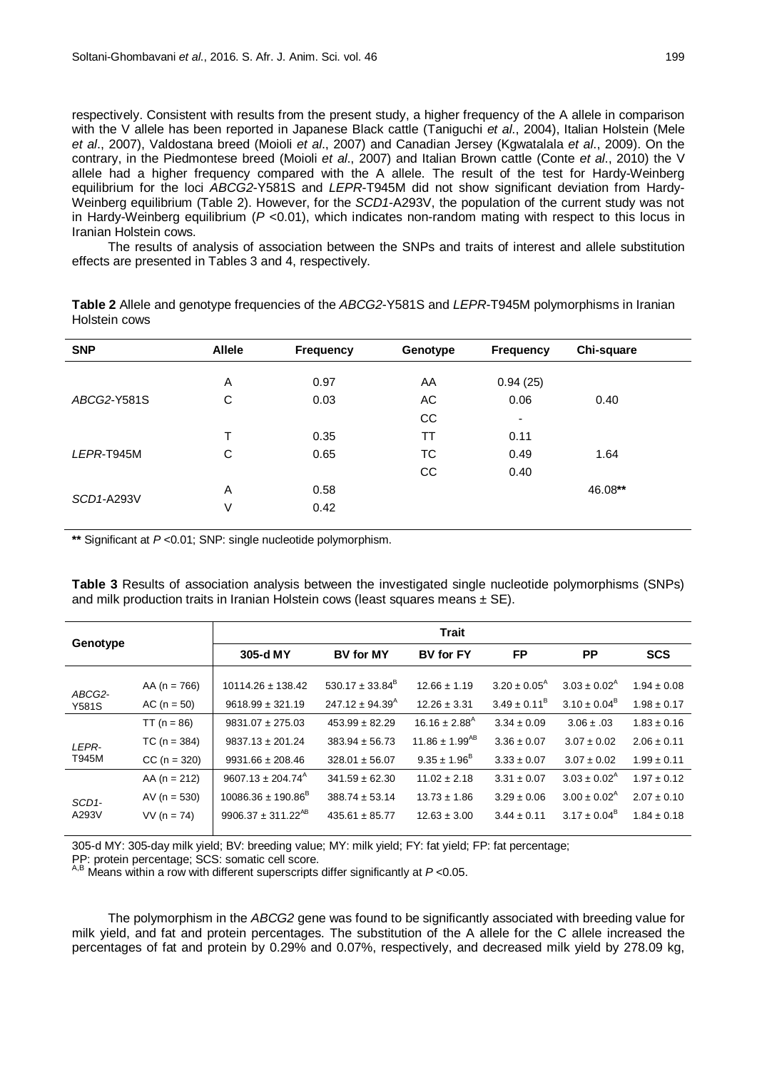respectively. Consistent with results from the present study, a higher frequency of the A allele in comparison with the V allele has been reported in Japanese Black cattle (Taniguchi *et al*., 2004), Italian Holstein (Mele *et al*., 2007), Valdostana breed (Moioli *et al*., 2007) and Canadian Jersey (Kgwatalala *et al*., 2009). On the contrary, in the Piedmontese breed (Moioli *et al*., 2007) and Italian Brown cattle (Conte *et al*., 2010) the V allele had a higher frequency compared with the A allele. The result of the test for Hardy-Weinberg equilibrium for the loci *ABCG2*-Y581S and *LEPR*-T945M did not show significant deviation from Hardy-Weinberg equilibrium (Table 2). However, for the *SCD1*-A293V, the population of the current study was not in Hardy-Weinberg equilibrium ($P$ <0.01), which indicates non-random mating with respect to this locus in Iranian Holstein cows.

The results of analysis of association between the SNPs and traits of interest and allele substitution effects are presented in Tables 3 and 4, respectively.

**Table 2** Allele and genotype frequencies of the *ABCG2*-Y581S and *LEPR*-T945M polymorphisms in Iranian Holstein cows

| SNP | Allele | Frequency | Genotype | Frequency | Chi-square |
|---|---|---|---|---|---|
| *ABCG2*-Y581S | A | 0.97 | AA | 0.94 (25) | 0.40 |
| | C | 0.03 | AC | 0.06 | |
| | | | CC | - | |
| *LEPR*-T945M | T | 0.35 | TT | 0.11 | 1.64 |
| | C | 0.65 | TC | 0.49 | |
| | | | CC | 0.40 | |
| *SCD1*-A293V | A | 0.58 | | | 46.08** |
| | V | 0.42 | | | |

** Significant at $P$ <0.01; SNP: single nucleotide polymorphism.

**Table 3** Results of association analysis between the investigated single nucleotide polymorphisms (SNPs) and milk production traits in Iranian Holstein cows (least squares means ± SE).

| Genotype | | Trait | | | | | |
|---|---|---|---|---|---|---|---|
| | | 305-d MY | BV for MY | BV for FY | FP | PP | SCS |
| *ABCG2*-Y581S | AA (n = 766) | 10114.26 ± 138.42 | 530.17 ± 33.84$^{B}$ | 12.66 ± 1.19 | 3.20 ± 0.05$^{A}$ | 3.03 ± 0.02$^{A}$ | 1.94 ± 0.08 |
| | AC (n = 50) | 9618.99 ± 321.19 | 247.12 ± 94.39$^{A}$ | 12.26 ± 3.31 | 3.49 ± 0.11$^{B}$ | 3.10 ± 0.04$^{B}$ | 1.98 ± 0.17 |
| *LEPR*-T945M | TT (n = 86) | 9831.07 ± 275.03 | 453.99 ± 82.29 | 16.16 ± 2.88$^{A}$ | 3.34 ± 0.09 | 3.06 ± .03 | 1.83 ± 0.16 |
| | TC (n = 384) | 9837.13 ± 201.24 | 383.94 ± 56.73 | 11.86 ± 1.99$^{AB}$ | 3.36 ± 0.07 | 3.07 ± 0.02 | 2.06 ± 0.11 |
| | CC (n = 320) | 9931.66 ± 208.46 | 328.01 ± 56.07 | 9.35 ± 1.96$^{B}$ | 3.33 ± 0.07 | 3.07 ± 0.02 | 1.99 ± 0.11 |
| *SCD1*-A293V | AA (n = 212) | 9607.13 ± 204.74$^{A}$ | 341.59 ± 62.30 | 11.02 ± 2.18 | 3.31 ± 0.07 | 3.03 ± 0.02$^{A}$ | 1.97 ± 0.12 |
| | AV (n = 530) | 10086.36 ± 190.86$^{B}$ | 388.74 ± 53.14 | 13.73 ± 1.86 | 3.29 ± 0.06 | 3.00 ± 0.02$^{A}$ | 2.07 ± 0.10 |
| | VV (n = 74) | 9906.37 ± 311.22$^{AB}$ | 435.61 ± 85.77 | 12.63 ± 3.00 | 3.44 ± 0.11 | 3.17 ± 0.04$^{B}$ | 1.84 ± 0.18 |

305-d MY: 305-day milk yield; BV: breeding value; MY: milk yield; FY: fat yield; FP: fat percentage;
PP: protein percentage; SCS: somatic cell score.
$^{A,B}$ Means within a row with different superscripts differ significantly at $P$ <0.05.

The polymorphism in the *ABCG2* gene was found to be significantly associated with breeding value for milk yield, and fat and protein percentages. The substitution of the A allele for the C allele increased the percentages of fat and protein by 0.29% and 0.07%, respectively, and decreased milk yield by 278.09 kg,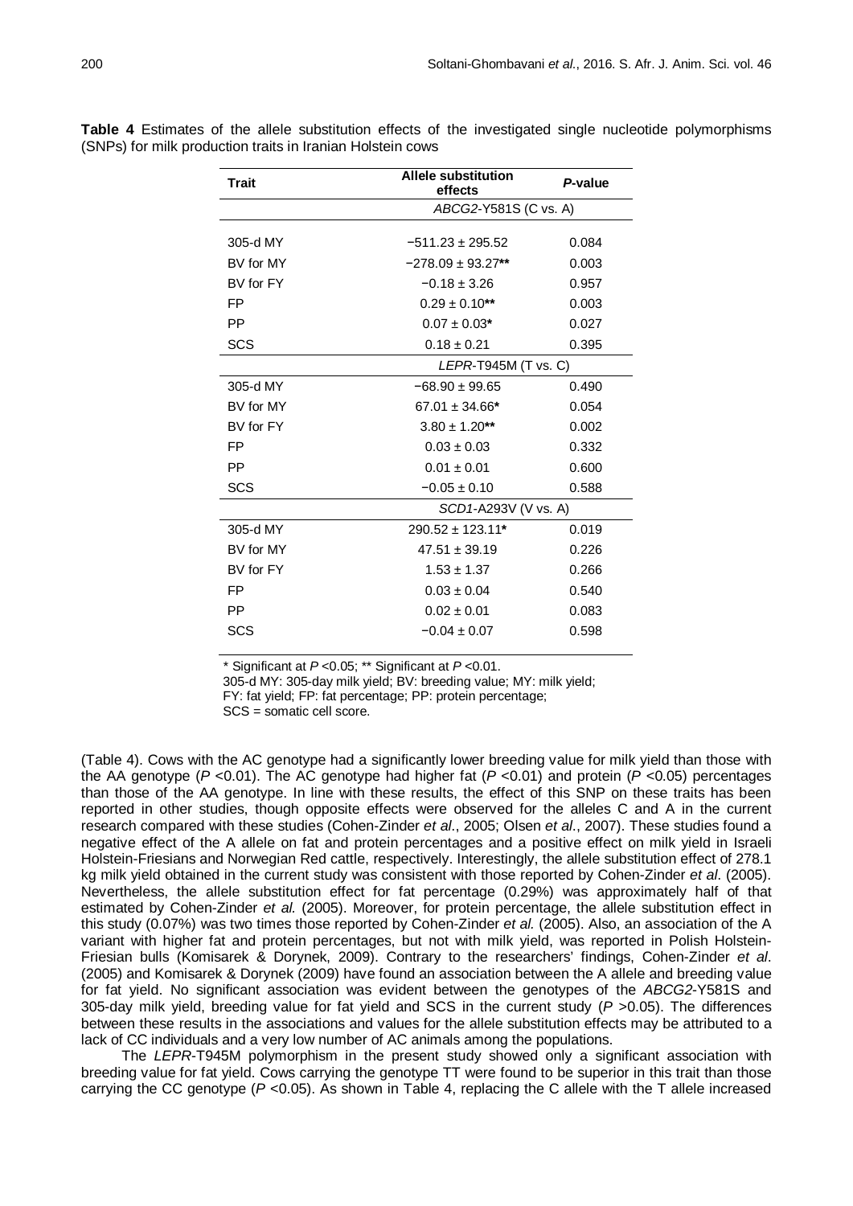**Table 4** Estimates of the allele substitution effects of the investigated single nucleotide polymorphisms (SNPs) for milk production traits in Iranian Holstein cows

| Trait | Allele substitution effects | *P*-value |
|---|---|---|
| | *ABCG2*-Y581S (C vs. A) | |
| 305-d MY | −511.23 ± 295.52 | 0.084 |
| BV for MY | −278.09 ± 93.27** | 0.003 |
| BV for FY | −0.18 ± 3.26 | 0.957 |
| FP | 0.29 ± 0.10** | 0.003 |
| PP | 0.07 ± 0.03* | 0.027 |
| SCS | 0.18 ± 0.21 | 0.395 |
| | *LEPR*-T945M (T vs. C) | |
| 305-d MY | −68.90 ± 99.65 | 0.490 |
| BV for MY | 67.01 ± 34.66* | 0.054 |
| BV for FY | 3.80 ± 1.20** | 0.002 |
| FP | 0.03 ± 0.03 | 0.332 |
| PP | 0.01 ± 0.01 | 0.600 |
| SCS | −0.05 ± 0.10 | 0.588 |
| | *SCD1*-A293V (V vs. A) | |
| 305-d MY | 290.52 ± 123.11* | 0.019 |
| BV for MY | 47.51 ± 39.19 | 0.226 |
| BV for FY | 1.53 ± 1.37 | 0.266 |
| FP | 0.03 ± 0.04 | 0.540 |
| PP | 0.02 ± 0.01 | 0.083 |
| SCS | −0.04 ± 0.07 | 0.598 |

* Significant at $P < 0.05$; ** Significant at $P < 0.01$.
305-d MY: 305-day milk yield; BV: breeding value; MY: milk yield;
FY: fat yield; FP: fat percentage; PP: protein percentage;
SCS = somatic cell score.

(Table 4). Cows with the AC genotype had a significantly lower breeding value for milk yield than those with the AA genotype ($P < 0.01$). The AC genotype had higher fat ($P < 0.01$) and protein ($P < 0.05$) percentages than those of the AA genotype. In line with these results, the effect of this SNP on these traits has been reported in other studies, though opposite effects were observed for the alleles C and A in the current research compared with these studies (Cohen-Zinder *et al*., 2005; Olsen *et al*., 2007). These studies found a negative effect of the A allele on fat and protein percentages and a positive effect on milk yield in Israeli Holstein-Friesians and Norwegian Red cattle, respectively. Interestingly, the allele substitution effect of 278.1 kg milk yield obtained in the current study was consistent with those reported by Cohen-Zinder *et al*. (2005). Nevertheless, the allele substitution effect for fat percentage (0.29%) was approximately half of that estimated by Cohen-Zinder *et al.* (2005). Moreover, for protein percentage, the allele substitution effect in this study (0.07%) was two times those reported by Cohen-Zinder *et al.* (2005). Also, an association of the A variant with higher fat and protein percentages, but not with milk yield, was reported in Polish Holstein-Friesian bulls (Komisarek & Dorynek, 2009). Contrary to the researchers' findings, Cohen-Zinder *et al*. (2005) and Komisarek & Dorynek (2009) have found an association between the A allele and breeding value for fat yield. No significant association was evident between the genotypes of the *ABCG2*-Y581S and 305-day milk yield, breeding value for fat yield and SCS in the current study ($P > 0.05$). The differences between these results in the associations and values for the allele substitution effects may be attributed to a lack of CC individuals and a very low number of AC animals among the populations.

The *LEPR*-T945M polymorphism in the present study showed only a significant association with breeding value for fat yield. Cows carrying the genotype TT were found to be superior in this trait than those carrying the CC genotype ($P < 0.05$). As shown in Table 4, replacing the C allele with the T allele increased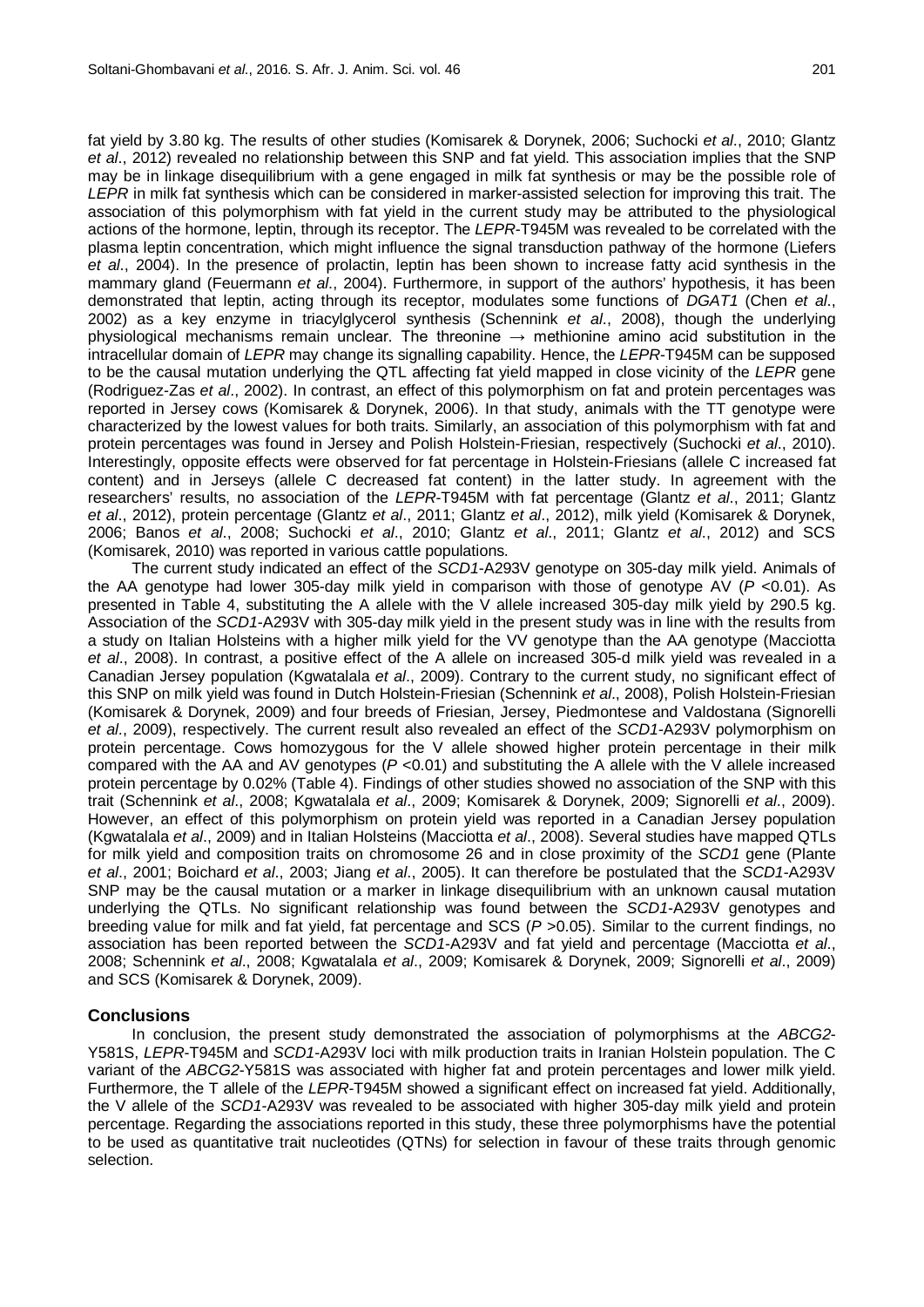fat yield by 3.80 kg. The results of other studies (Komisarek & Dorynek, 2006; Suchocki *et al*., 2010; Glantz *et al*., 2012) revealed no relationship between this SNP and fat yield. This association implies that the SNP may be in linkage disequilibrium with a gene engaged in milk fat synthesis or may be the possible role of *LEPR* in milk fat synthesis which can be considered in marker-assisted selection for improving this trait. The association of this polymorphism with fat yield in the current study may be attributed to the physiological actions of the hormone, leptin, through its receptor. The *LEPR*-T945M was revealed to be correlated with the plasma leptin concentration, which might influence the signal transduction pathway of the hormone (Liefers *et al*., 2004). In the presence of prolactin, leptin has been shown to increase fatty acid synthesis in the mammary gland (Feuermann *et al*., 2004). Furthermore, in support of the authors' hypothesis, it has been demonstrated that leptin, acting through its receptor, modulates some functions of *DGAT1* (Chen *et al*., 2002) as a key enzyme in triacylglycerol synthesis (Schennink *et al*., 2008), though the underlying physiological mechanisms remain unclear. The threonine → methionine amino acid substitution in the intracellular domain of *LEPR* may change its signalling capability. Hence, the *LEPR*-T945M can be supposed to be the causal mutation underlying the QTL affecting fat yield mapped in close vicinity of the *LEPR* gene (Rodriguez-Zas *et al*., 2002). In contrast, an effect of this polymorphism on fat and protein percentages was reported in Jersey cows (Komisarek & Dorynek, 2006). In that study, animals with the TT genotype were characterized by the lowest values for both traits. Similarly, an association of this polymorphism with fat and protein percentages was found in Jersey and Polish Holstein-Friesian, respectively (Suchocki *et al*., 2010). Interestingly, opposite effects were observed for fat percentage in Holstein-Friesians (allele C increased fat content) and in Jerseys (allele C decreased fat content) in the latter study. In agreement with the researchers' results, no association of the *LEPR*-T945M with fat percentage (Glantz *et al*., 2011; Glantz *et al*., 2012), protein percentage (Glantz *et al*., 2011; Glantz *et al*., 2012), milk yield (Komisarek & Dorynek, 2006; Banos *et al*., 2008; Suchocki *et al*., 2010; Glantz *et al*., 2011; Glantz *et al*., 2012) and SCS (Komisarek, 2010) was reported in various cattle populations.

The current study indicated an effect of the *SCD1*-A293V genotype on 305-day milk yield. Animals of the AA genotype had lower 305-day milk yield in comparison with those of genotype AV ($P < 0.01$). As presented in Table 4, substituting the A allele with the V allele increased 305-day milk yield by 290.5 kg. Association of the *SCD1*-A293V with 305-day milk yield in the present study was in line with the results from a study on Italian Holsteins with a higher milk yield for the VV genotype than the AA genotype (Macciotta *et al*., 2008). In contrast, a positive effect of the A allele on increased 305-d milk yield was revealed in a Canadian Jersey population (Kgwatalala *et al*., 2009). Contrary to the current study, no significant effect of this SNP on milk yield was found in Dutch Holstein-Friesian (Schennink *et al*., 2008), Polish Holstein-Friesian (Komisarek & Dorynek, 2009) and four breeds of Friesian, Jersey, Piedmontese and Valdostana (Signorelli *et al*., 2009), respectively. The current result also revealed an effect of the *SCD1*-A293V polymorphism on protein percentage. Cows homozygous for the V allele showed higher protein percentage in their milk compared with the AA and AV genotypes ($P < 0.01$) and substituting the A allele with the V allele increased protein percentage by 0.02% (Table 4). Findings of other studies showed no association of the SNP with this trait (Schennink *et al*., 2008; Kgwatalala *et al*., 2009; Komisarek & Dorynek, 2009; Signorelli *et al*., 2009). However, an effect of this polymorphism on protein yield was reported in a Canadian Jersey population (Kgwatalala *et al*., 2009) and in Italian Holsteins (Macciotta *et al*., 2008). Several studies have mapped QTLs for milk yield and composition traits on chromosome 26 and in close proximity of the *SCD1* gene (Plante *et al*., 2001; Boichard *et al*., 2003; Jiang *et al*., 2005). It can therefore be postulated that the *SCD1*-A293V SNP may be the causal mutation or a marker in linkage disequilibrium with an unknown causal mutation underlying the QTLs. No significant relationship was found between the *SCD1*-A293V genotypes and breeding value for milk and fat yield, fat percentage and SCS ($P > 0.05$). Similar to the current findings, no association has been reported between the *SCD1*-A293V and fat yield and percentage (Macciotta *et al*., 2008; Schennink *et al*., 2008; Kgwatalala *et al*., 2009; Komisarek & Dorynek, 2009; Signorelli *et al*., 2009) and SCS (Komisarek & Dorynek, 2009).

## Conclusions

In conclusion, the present study demonstrated the association of polymorphisms at the *ABCG2*-Y581S, *LEPR*-T945M and *SCD1*-A293V loci with milk production traits in Iranian Holstein population. The C variant of the *ABCG2*-Y581S was associated with higher fat and protein percentages and lower milk yield. Furthermore, the T allele of the *LEPR*-T945M showed a significant effect on increased fat yield. Additionally, the V allele of the *SCD1*-A293V was revealed to be associated with higher 305-day milk yield and protein percentage. Regarding the associations reported in this study, these three polymorphisms have the potential to be used as quantitative trait nucleotides (QTNs) for selection in favour of these traits through genomic selection.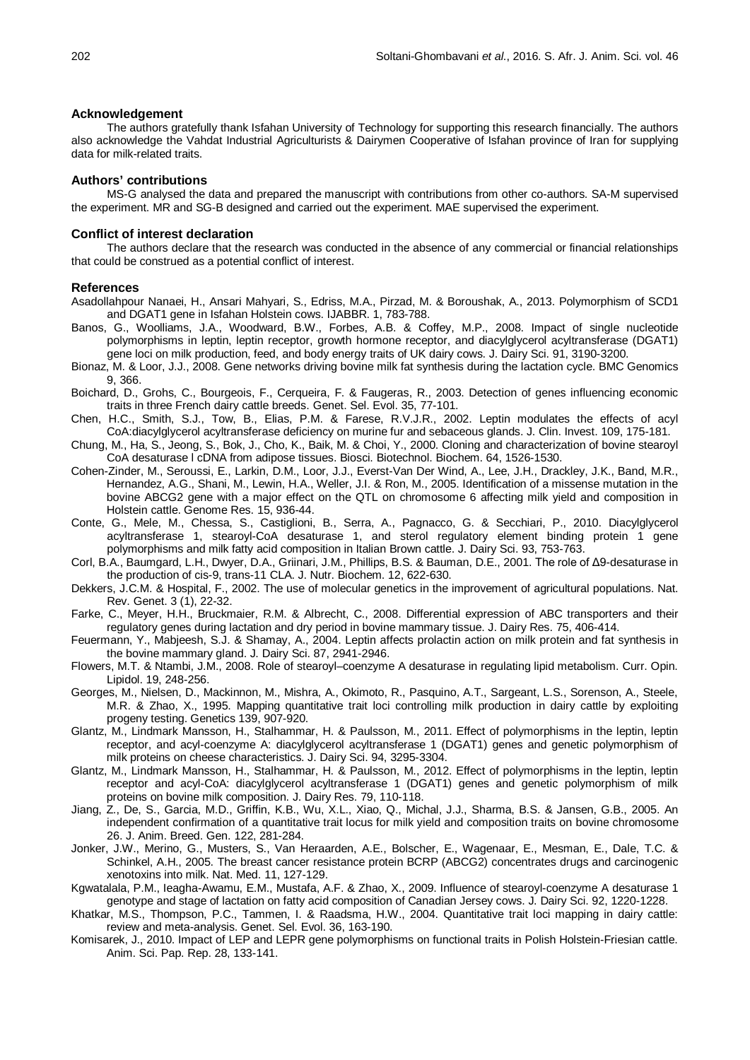## Acknowledgement

The authors gratefully thank Isfahan University of Technology for supporting this research financially. The authors also acknowledge the Vahdat Industrial Agriculturists & Dairymen Cooperative of Isfahan province of Iran for supplying data for milk-related traits.

## Authors' contributions

MS-G analysed the data and prepared the manuscript with contributions from other co-authors. SA-M supervised the experiment. MR and SG-B designed and carried out the experiment. MAE supervised the experiment.

## Conflict of interest declaration

The authors declare that the research was conducted in the absence of any commercial or financial relationships that could be construed as a potential conflict of interest.

## References

Asadollahpour Nanaei, H., Ansari Mahyari, S., Edriss, M.A., Pirzad, M. & Boroushak, A., 2013. Polymorphism of SCD1 and DGAT1 gene in Isfahan Holstein cows. IJABBR. 1, 783-788.

Banos, G., Woolliams, J.A., Woodward, B.W., Forbes, A.B. & Coffey, M.P., 2008. Impact of single nucleotide polymorphisms in leptin, leptin receptor, growth hormone receptor, and diacylglycerol acyltransferase (DGAT1) gene loci on milk production, feed, and body energy traits of UK dairy cows. J. Dairy Sci. 91, 3190-3200.

Bionaz, M. & Loor, J.J., 2008. Gene networks driving bovine milk fat synthesis during the lactation cycle. BMC Genomics 9, 366.

Boichard, D., Grohs, C., Bourgeois, F., Cerqueira, F. & Faugeras, R., 2003. Detection of genes influencing economic traits in three French dairy cattle breeds. Genet. Sel. Evol. 35, 77-101.

Chen, H.C., Smith, S.J., Tow, B., Elias, P.M. & Farese, R.V.J.R., 2002. Leptin modulates the effects of acyl CoA:diacylglycerol acyltransferase deficiency on murine fur and sebaceous glands. J. Clin. Invest. 109, 175-181.

Chung, M., Ha, S., Jeong, S., Bok, J., Cho, K., Baik, M. & Choi, Y., 2000. Cloning and characterization of bovine stearoyl CoA desaturase l cDNA from adipose tissues. Biosci. Biotechnol. Biochem. 64, 1526-1530.

Cohen-Zinder, M., Seroussi, E., Larkin, D.M., Loor, J.J., Everst-Van Der Wind, A., Lee, J.H., Drackley, J.K., Band, M.R., Hernandez, A.G., Shani, M., Lewin, H.A., Weller, J.I. & Ron, M., 2005. Identification of a missense mutation in the bovine ABCG2 gene with a major effect on the QTL on chromosome 6 affecting milk yield and composition in Holstein cattle. Genome Res. 15, 936-44.

Conte, G., Mele, M., Chessa, S., Castiglioni, B., Serra, A., Pagnacco, G. & Secchiari, P., 2010. Diacylglycerol acyltransferase 1, stearoyl-CoA desaturase 1, and sterol regulatory element binding protein 1 gene polymorphisms and milk fatty acid composition in Italian Brown cattle. J. Dairy Sci. 93, 753-763.

Corl, B.A., Baumgard, L.H., Dwyer, D.A., Griinari, J.M., Phillips, B.S. & Bauman, D.E., 2001. The role of Δ9-desaturase in the production of cis-9, trans-11 CLA. J. Nutr. Biochem. 12, 622-630.

Dekkers, J.C.M. & Hospital, F., 2002. The use of molecular genetics in the improvement of agricultural populations. Nat. Rev. Genet. 3 (1), 22-32.

Farke, C., Meyer, H.H., Bruckmaier, R.M. & Albrecht, C., 2008. Differential expression of ABC transporters and their regulatory genes during lactation and dry period in bovine mammary tissue. J. Dairy Res. 75, 406-414.

Feuermann, Y., Mabjeesh, S.J. & Shamay, A., 2004. Leptin affects prolactin action on milk protein and fat synthesis in the bovine mammary gland. J. Dairy Sci. 87, 2941-2946.

Flowers, M.T. & Ntambi, J.M., 2008. Role of stearoyl–coenzyme A desaturase in regulating lipid metabolism. Curr. Opin. Lipidol. 19, 248-256.

Georges, M., Nielsen, D., Mackinnon, M., Mishra, A., Okimoto, R., Pasquino, A.T., Sargeant, L.S., Sorenson, A., Steele, M.R. & Zhao, X., 1995. Mapping quantitative trait loci controlling milk production in dairy cattle by exploiting progeny testing. Genetics 139, 907-920.

Glantz, M., Lindmark Mansson, H., Stalhammar, H. & Paulsson, M., 2011. Effect of polymorphisms in the leptin, leptin receptor, and acyl-coenzyme A: diacylglycerol acyltransferase 1 (DGAT1) genes and genetic polymorphism of milk proteins on cheese characteristics. J. Dairy Sci. 94, 3295-3304.

Glantz, M., Lindmark Mansson, H., Stalhammar, H. & Paulsson, M., 2012. Effect of polymorphisms in the leptin, leptin receptor and acyl-CoA: diacylglycerol acyltransferase 1 (DGAT1) genes and genetic polymorphism of milk proteins on bovine milk composition. J. Dairy Res. 79, 110-118.

Jiang, Z., De, S., Garcia, M.D., Griffin, K.B., Wu, X.L., Xiao, Q., Michal, J.J., Sharma, B.S. & Jansen, G.B., 2005. An independent confirmation of a quantitative trait locus for milk yield and composition traits on bovine chromosome 26. J. Anim. Breed. Gen. 122, 281-284.

Jonker, J.W., Merino, G., Musters, S., Van Heraarden, A.E., Bolscher, E., Wagenaar, E., Mesman, E., Dale, T.C. & Schinkel, A.H., 2005. The breast cancer resistance protein BCRP (ABCG2) concentrates drugs and carcinogenic xenotoxins into milk. Nat. Med. 11, 127-129.

Kgwatalala, P.M., Ieagha-Awamu, E.M., Mustafa, A.F. & Zhao, X., 2009. Influence of stearoyl-coenzyme A desaturase 1 genotype and stage of lactation on fatty acid composition of Canadian Jersey cows. J. Dairy Sci. 92, 1220-1228.

Khatkar, M.S., Thompson, P.C., Tammen, I. & Raadsma, H.W., 2004. Quantitative trait loci mapping in dairy cattle: review and meta-analysis. Genet. Sel. Evol. 36, 163-190.

Komisarek, J., 2010. Impact of LEP and LEPR gene polymorphisms on functional traits in Polish Holstein-Friesian cattle. Anim. Sci. Pap. Rep. 28, 133-141.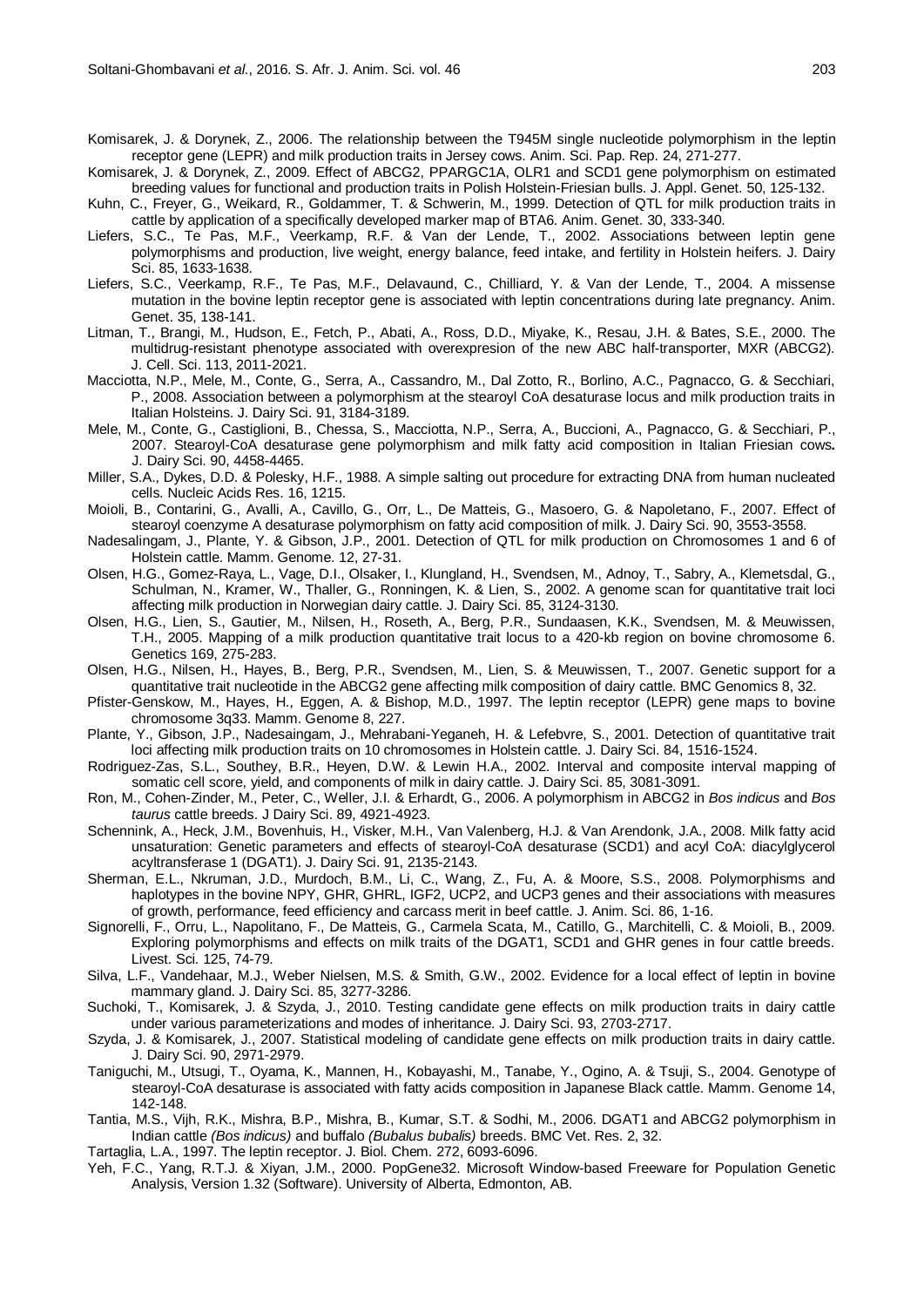Komisarek, J. & Dorynek, Z., 2006. The relationship between the T945M single nucleotide polymorphism in the leptin receptor gene (LEPR) and milk production traits in Jersey cows. Anim. Sci. Pap. Rep. 24, 271-277.

Komisarek, J. & Dorynek, Z., 2009. Effect of ABCG2, PPARGC1A, OLR1 and SCD1 gene polymorphism on estimated breeding values for functional and production traits in Polish Holstein-Friesian bulls. J. Appl. Genet. 50, 125-132.

Kuhn, C., Freyer, G., Weikard, R., Goldammer, T. & Schwerin, M., 1999. Detection of QTL for milk production traits in cattle by application of a specifically developed marker map of BTA6. Anim. Genet. 30, 333-340.

Liefers, S.C., Te Pas, M.F., Veerkamp, R.F. & Van der Lende, T., 2002. Associations between leptin gene polymorphisms and production, live weight, energy balance, feed intake, and fertility in Holstein heifers. J. Dairy Sci. 85, 1633-1638.

Liefers, S.C., Veerkamp, R.F., Te Pas, M.F., Delavaund, C., Chilliard, Y. & Van der Lende, T., 2004. A missense mutation in the bovine leptin receptor gene is associated with leptin concentrations during late pregnancy. Anim. Genet. 35, 138-141.

Litman, T., Brangi, M., Hudson, E., Fetch, P., Abati, A., Ross, D.D., Miyake, K., Resau, J.H. & Bates, S.E., 2000. The multidrug-resistant phenotype associated with overexpresion of the new ABC half-transporter, MXR (ABCG2). J. Cell. Sci. 113, 2011-2021.

Macciotta, N.P., Mele, M., Conte, G., Serra, A., Cassandro, M., Dal Zotto, R., Borlino, A.C., Pagnacco, G. & Secchiari, P., 2008. Association between a polymorphism at the stearoyl CoA desaturase locus and milk production traits in Italian Holsteins. J. Dairy Sci. 91, 3184-3189.

Mele, M., Conte, G., Castiglioni, B., Chessa, S., Macciotta, N.P., Serra, A., Buccioni, A., Pagnacco, G. & Secchiari, P., 2007. Stearoyl-CoA desaturase gene polymorphism and milk fatty acid composition in Italian Friesian cows**.** J. Dairy Sci. 90, 4458-4465.

Miller, S.A., Dykes, D.D. & Polesky, H.F., 1988. A simple salting out procedure for extracting DNA from human nucleated cells. Nucleic Acids Res. 16, 1215.

Moioli, B., Contarini, G., Avalli, A., Cavillo, G., Orr, L., De Matteis, G., Masoero, G. & Napoletano, F., 2007. Effect of stearoyl coenzyme A desaturase polymorphism on fatty acid composition of milk. J. Dairy Sci. 90, 3553-3558.

Nadesalingam, J., Plante, Y. & Gibson, J.P., 2001. Detection of QTL for milk production on Chromosomes 1 and 6 of Holstein cattle. Mamm. Genome. 12, 27-31.

Olsen, H.G., Gomez-Raya, L., Vage, D.I., Olsaker, I., Klungland, H., Svendsen, M., Adnoy, T., Sabry, A., Klemetsdal, G., Schulman, N., Kramer, W., Thaller, G., Ronningen, K. & Lien, S., 2002. A genome scan for quantitative trait loci affecting milk production in Norwegian dairy cattle. J. Dairy Sci. 85, 3124-3130.

Olsen, H.G., Lien, S., Gautier, M., Nilsen, H., Roseth, A., Berg, P.R., Sundaasen, K.K., Svendsen, M. & Meuwissen, T.H., 2005. Mapping of a milk production quantitative trait locus to a 420-kb region on bovine chromosome 6. Genetics 169, 275-283.

Olsen, H.G., Nilsen, H., Hayes, B., Berg, P.R., Svendsen, M., Lien, S. & Meuwissen, T., 2007. Genetic support for a quantitative trait nucleotide in the ABCG2 gene affecting milk composition of dairy cattle. BMC Genomics 8, 32.

Pfister-Genskow, M., Hayes, H., Eggen, A. & Bishop, M.D., 1997. The leptin receptor (LEPR) gene maps to bovine chromosome 3q33. Mamm. Genome 8, 227.

Plante, Y., Gibson, J.P., Nadesaingam, J., Mehrabani-Yeganeh, H. & Lefebvre, S., 2001. Detection of quantitative trait loci affecting milk production traits on 10 chromosomes in Holstein cattle. J. Dairy Sci. 84, 1516-1524.

Rodriguez-Zas, S.L., Southey, B.R., Heyen, D.W. & Lewin H.A., 2002. Interval and composite interval mapping of somatic cell score, yield, and components of milk in dairy cattle. J. Dairy Sci. 85, 3081-3091.

Ron, M., Cohen-Zinder, M., Peter, C., Weller, J.I. & Erhardt, G., 2006. A polymorphism in ABCG2 in *Bos indicus* and *Bos taurus* cattle breeds. J Dairy Sci. 89, 4921-4923.

Schennink, A., Heck, J.M., Bovenhuis, H., Visker, M.H., Van Valenberg, H.J. & Van Arendonk, J.A., 2008. Milk fatty acid unsaturation: Genetic parameters and effects of stearoyl-CoA desaturase (SCD1) and acyl CoA: diacylglycerol acyltransferase 1 (DGAT1). J. Dairy Sci. 91, 2135-2143.

Sherman, E.L., Nkruman, J.D., Murdoch, B.M., Li, C., Wang, Z., Fu, A. & Moore, S.S., 2008. Polymorphisms and haplotypes in the bovine NPY, GHR, GHRL, IGF2, UCP2, and UCP3 genes and their associations with measures of growth, performance, feed efficiency and carcass merit in beef cattle. J. Anim. Sci. 86, 1-16.

Signorelli, F., Orru, L., Napolitano, F., De Matteis, G., Carmela Scata, M., Catillo, G., Marchitelli, C. & Moioli, B., 2009. Exploring polymorphisms and effects on milk traits of the DGAT1, SCD1 and GHR genes in four cattle breeds. Livest. Sci. 125, 74-79.

Silva, L.F., Vandehaar, M.J., Weber Nielsen, M.S. & Smith, G.W., 2002. Evidence for a local effect of leptin in bovine mammary gland. J. Dairy Sci. 85, 3277-3286.

Suchoki, T., Komisarek, J. & Szyda, J., 2010. Testing candidate gene effects on milk production traits in dairy cattle under various parameterizations and modes of inheritance. J. Dairy Sci. 93, 2703-2717.

Szyda, J. & Komisarek, J., 2007. Statistical modeling of candidate gene effects on milk production traits in dairy cattle. J. Dairy Sci. 90, 2971-2979.

Taniguchi, M., Utsugi, T., Oyama, K., Mannen, H., Kobayashi, M., Tanabe, Y., Ogino, A. & Tsuji, S., 2004. Genotype of stearoyl-CoA desaturase is associated with fatty acids composition in Japanese Black cattle. Mamm. Genome 14, 142-148.

Tantia, M.S., Vijh, R.K., Mishra, B.P., Mishra, B., Kumar, S.T. & Sodhi, M., 2006. DGAT1 and ABCG2 polymorphism in Indian cattle *(Bos indicus)* and buffalo *(Bubalus bubalis)* breeds. BMC Vet. Res. 2, 32.

Tartaglia, L.A., 1997. The leptin receptor. J. Biol. Chem. 272, 6093-6096.

Yeh, F.C., Yang, R.T.J. & Xiyan, J.M., 2000. PopGene32. Microsoft Window-based Freeware for Population Genetic Analysis, Version 1.32 (Software). University of Alberta, Edmonton, AB.